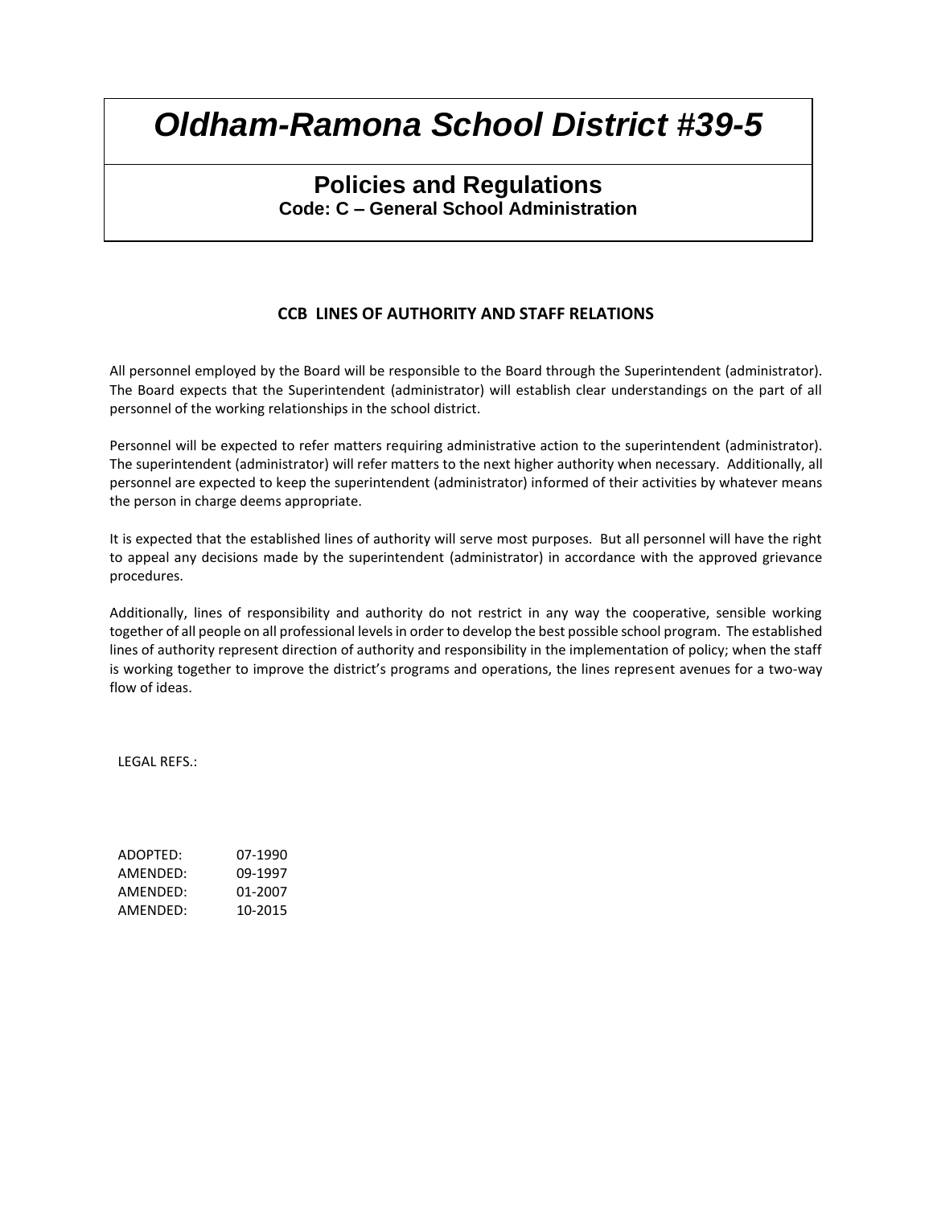# *Oldham-Ramona School District #39-5*

## Policies and Regulations

**Code: C – General School Administration**

### CCB LINES OF AUTHORITY AND STAFF RELATIONS

All personnel employed by the Board will be responsible to the Board through the Superintendent (administrator). The Board expects that the Superintendent (administrator) will establish clear understandings on the part of all personnel of the working relationships in the school district.

Personnel will be expected to refer matters requiring administrative action to the superintendent (administrator). The superintendent (administrator) will refer matters to the next higher authority when necessary. Additionally, all personnel are expected to keep the superintendent (administrator) informed of their activities by whatever means the person in charge deems appropriate.

It is expected that the established lines of authority will serve most purposes. But all personnel will have the right to appeal any decisions made by the superintendent (administrator) in accordance with the approved grievance procedures.

Additionally, lines of responsibility and authority do not restrict in any way the cooperative, sensible working together of all people on all professional levels in order to develop the best possible school program. The established lines of authority represent direction of authority and responsibility in the implementation of policy; when the staff is working together to improve the district's programs and operations, the lines represent avenues for a two-way flow of ideas.

LEGAL REFS.:

ADOPTED: 07-1990
AMENDED: 09-1997
AMENDED: 01-2007
AMENDED: 10-2015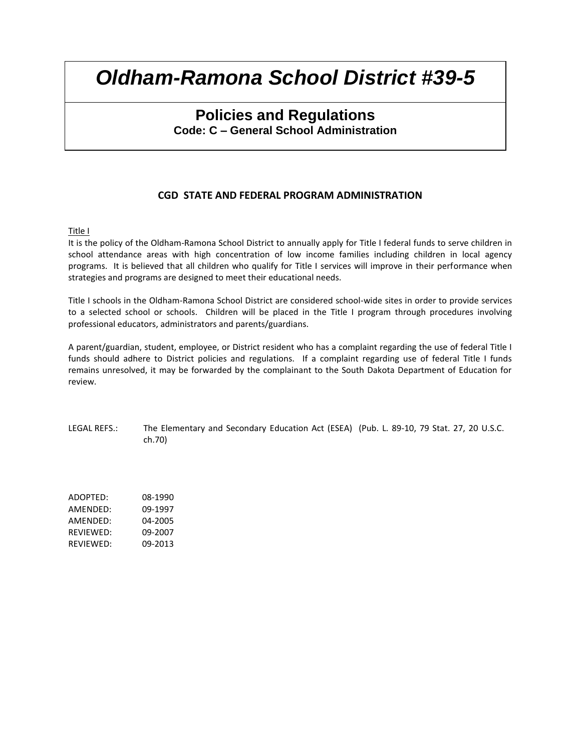# *Oldham-Ramona School District #39-5*

## Policies and Regulations

**Code: C – General School Administration**

### CGD STATE AND FEDERAL PROGRAM ADMINISTRATION

Title I

It is the policy of the Oldham-Ramona School District to annually apply for Title I federal funds to serve children in school attendance areas with high concentration of low income families including children in local agency programs. It is believed that all children who qualify for Title I services will improve in their performance when strategies and programs are designed to meet their educational needs.

Title I schools in the Oldham-Ramona School District are considered school-wide sites in order to provide services to a selected school or schools. Children will be placed in the Title I program through procedures involving professional educators, administrators and parents/guardians.

A parent/guardian, student, employee, or District resident who has a complaint regarding the use of federal Title I funds should adhere to District policies and regulations. If a complaint regarding use of federal Title I funds remains unresolved, it may be forwarded by the complainant to the South Dakota Department of Education for review.

LEGAL REFS.: The Elementary and Secondary Education Act (ESEA) (Pub. L. 89-10, 79 Stat. 27, 20 U.S.C. ch.70)

ADOPTED: 08-1990
AMENDED: 09-1997
AMENDED: 04-2005
REVIEWED: 09-2007
REVIEWED: 09-2013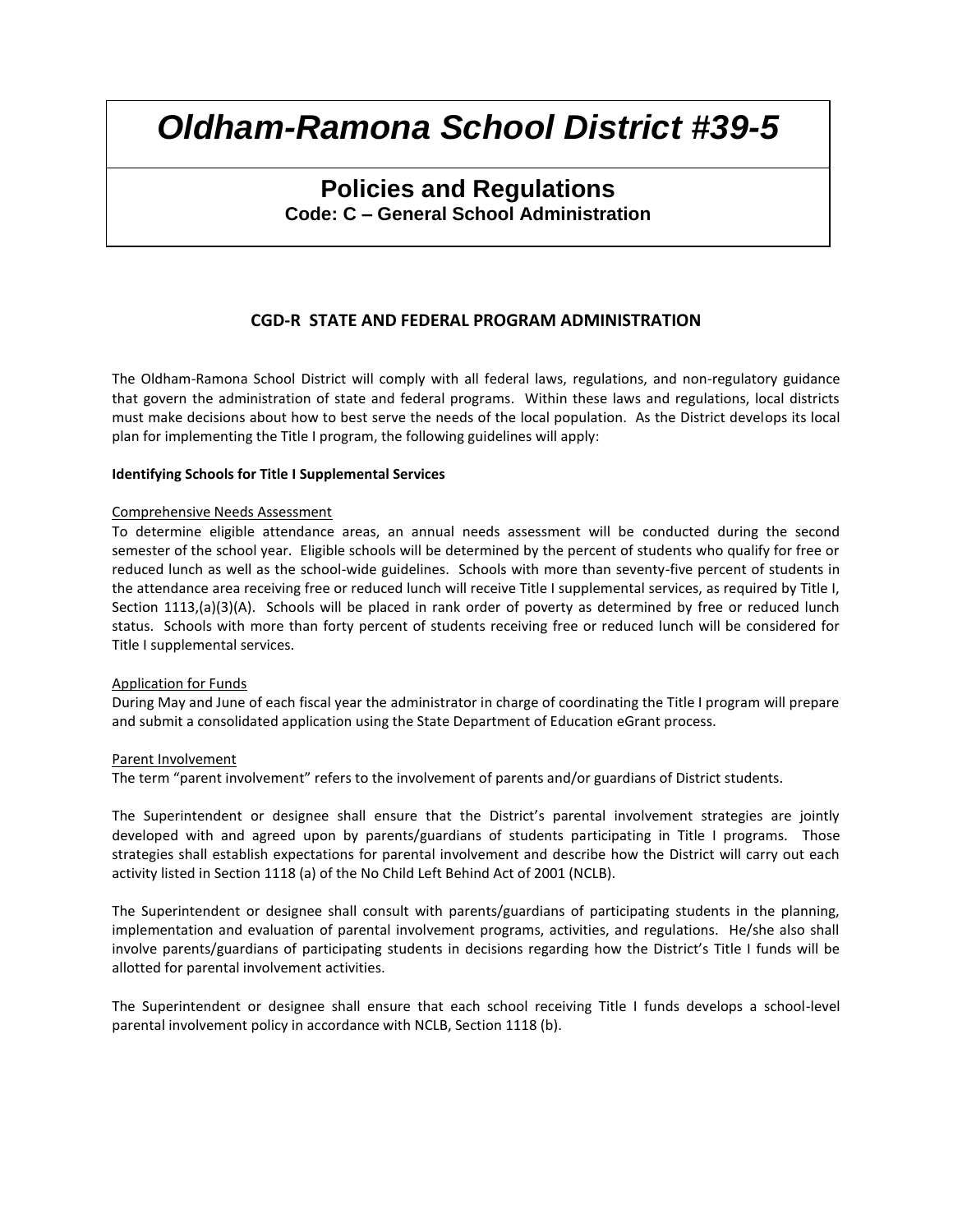# *Oldham-Ramona School District #39-5*

## Policies and Regulations

**Code: C – General School Administration**

### CGD-R STATE AND FEDERAL PROGRAM ADMINISTRATION

The Oldham-Ramona School District will comply with all federal laws, regulations, and non-regulatory guidance that govern the administration of state and federal programs. Within these laws and regulations, local districts must make decisions about how to best serve the needs of the local population. As the District develops its local plan for implementing the Title I program, the following guidelines will apply:

**Identifying Schools for Title I Supplemental Services**

<u>Comprehensive Needs Assessment</u>

To determine eligible attendance areas, an annual needs assessment will be conducted during the second semester of the school year. Eligible schools will be determined by the percent of students who qualify for free or reduced lunch as well as the school-wide guidelines. Schools with more than seventy-five percent of students in the attendance area receiving free or reduced lunch will receive Title I supplemental services, as required by Title I, Section 1113,(a)(3)(A). Schools will be placed in rank order of poverty as determined by free or reduced lunch status. Schools with more than forty percent of students receiving free or reduced lunch will be considered for Title I supplemental services.

<u>Application for Funds</u>

During May and June of each fiscal year the administrator in charge of coordinating the Title I program will prepare and submit a consolidated application using the State Department of Education eGrant process.

<u>Parent Involvement</u>

The term "parent involvement" refers to the involvement of parents and/or guardians of District students.

The Superintendent or designee shall ensure that the District's parental involvement strategies are jointly developed with and agreed upon by parents/guardians of students participating in Title I programs. Those strategies shall establish expectations for parental involvement and describe how the District will carry out each activity listed in Section 1118 (a) of the No Child Left Behind Act of 2001 (NCLB).

The Superintendent or designee shall consult with parents/guardians of participating students in the planning, implementation and evaluation of parental involvement programs, activities, and regulations. He/she also shall involve parents/guardians of participating students in decisions regarding how the District's Title I funds will be allotted for parental involvement activities.

The Superintendent or designee shall ensure that each school receiving Title I funds develops a school-level parental involvement policy in accordance with NCLB, Section 1118 (b).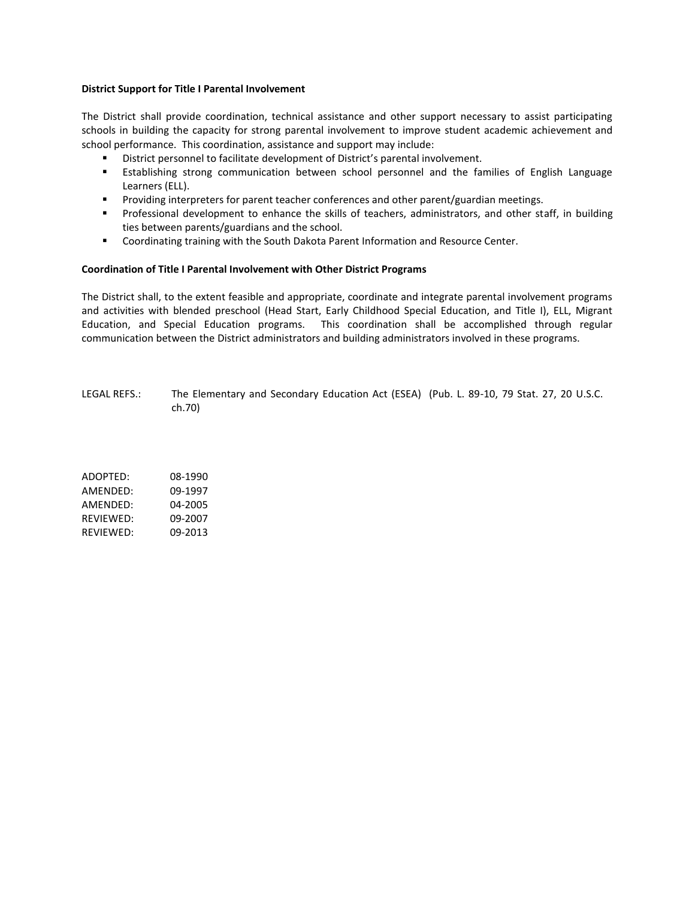**District Support for Title I Parental Involvement**

The District shall provide coordination, technical assistance and other support necessary to assist participating schools in building the capacity for strong parental involvement to improve student academic achievement and school performance. This coordination, assistance and support may include:

- District personnel to facilitate development of District's parental involvement.
- Establishing strong communication between school personnel and the families of English Language Learners (ELL).
- Providing interpreters for parent teacher conferences and other parent/guardian meetings.
- Professional development to enhance the skills of teachers, administrators, and other staff, in building ties between parents/guardians and the school.
- Coordinating training with the South Dakota Parent Information and Resource Center.

**Coordination of Title I Parental Involvement with Other District Programs**

The District shall, to the extent feasible and appropriate, coordinate and integrate parental involvement programs and activities with blended preschool (Head Start, Early Childhood Special Education, and Title I), ELL, Migrant Education, and Special Education programs. This coordination shall be accomplished through regular communication between the District administrators and building administrators involved in these programs.

LEGAL REFS.: The Elementary and Secondary Education Act (ESEA) (Pub. L. 89-10, 79 Stat. 27, 20 U.S.C. ch.70)

ADOPTED: 08-1990
AMENDED: 09-1997
AMENDED: 04-2005
REVIEWED: 09-2007
REVIEWED: 09-2013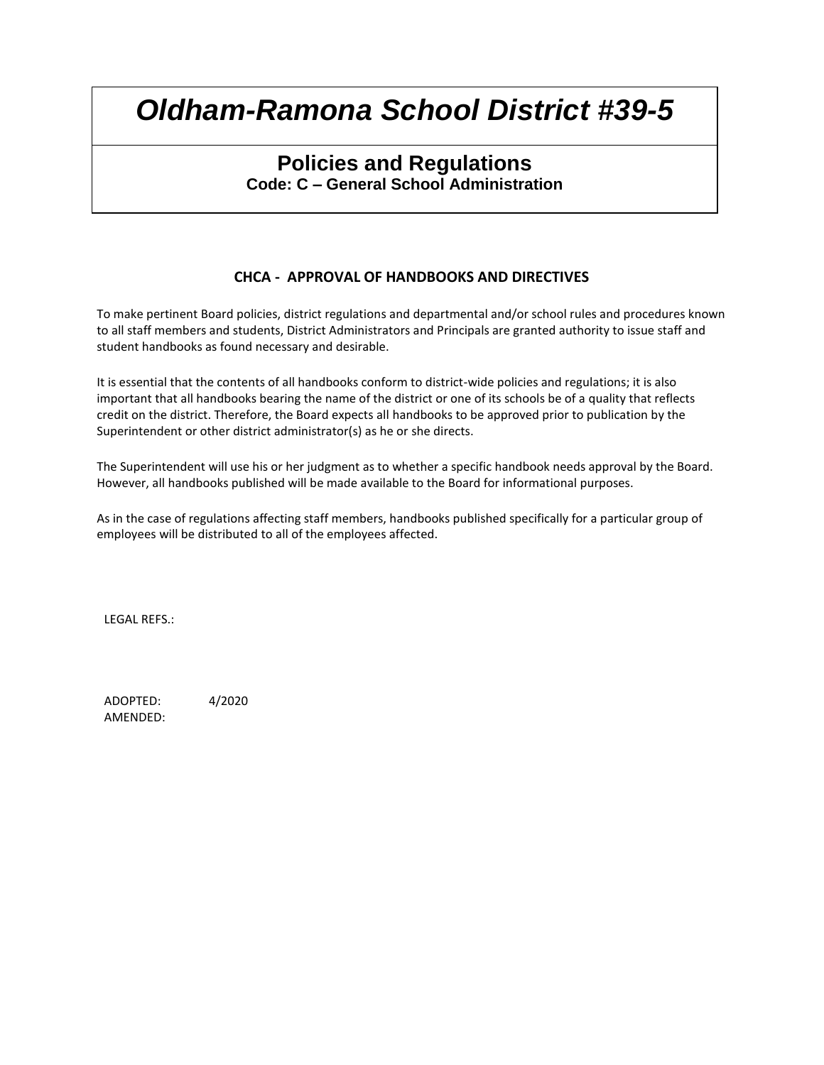# *Oldham-Ramona School District #39-5*

## Policies and Regulations
**Code: C – General School Administration**

### CHCA - APPROVAL OF HANDBOOKS AND DIRECTIVES

To make pertinent Board policies, district regulations and departmental and/or school rules and procedures known to all staff members and students, District Administrators and Principals are granted authority to issue staff and student handbooks as found necessary and desirable.

It is essential that the contents of all handbooks conform to district-wide policies and regulations; it is also important that all handbooks bearing the name of the district or one of its schools be of a quality that reflects credit on the district. Therefore, the Board expects all handbooks to be approved prior to publication by the Superintendent or other district administrator(s) as he or she directs.

The Superintendent will use his or her judgment as to whether a specific handbook needs approval by the Board. However, all handbooks published will be made available to the Board for informational purposes.

As in the case of regulations affecting staff members, handbooks published specifically for a particular group of employees will be distributed to all of the employees affected.

LEGAL REFS.:

ADOPTED: 4/2020
AMENDED: